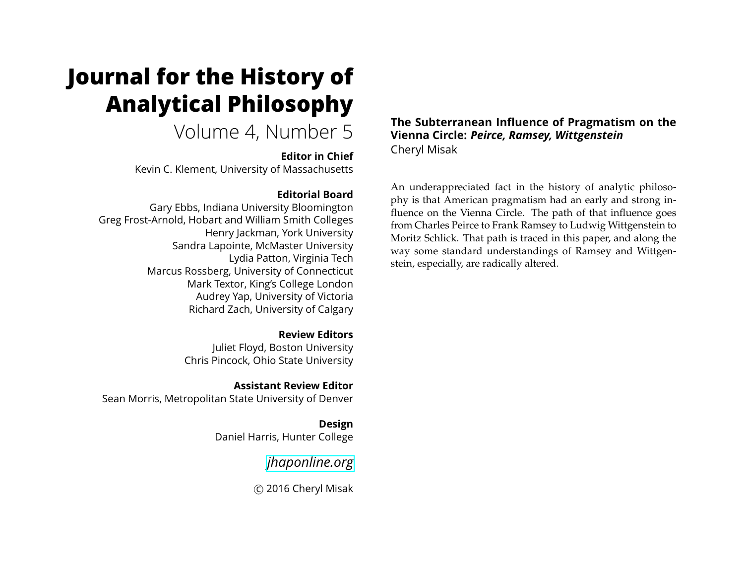# Journal for the History of Analytical Philosophy

Volume 4, Number 5

**Editor in Chief**

Kevin C. Klement, University of Massachusetts

**Editorial Board**

Gary Ebbs, Indiana University Bloomington
Greg Frost-Arnold, Hobart and William Smith Colleges
Henry Jackman, York University
Sandra Lapointe, McMaster University
Lydia Patton, Virginia Tech
Marcus Rossberg, University of Connecticut
Mark Textor, King's College London
Audrey Yap, University of Victoria
Richard Zach, University of Calgary

**Review Editors**

Juliet Floyd, Boston University
Chris Pincock, Ohio State University

**Assistant Review Editor**

Sean Morris, Metropolitan State University of Denver

**Design**

Daniel Harris, Hunter College

*jhaponline.org*

© 2016 Cheryl Misak

## The Subterranean Influence of Pragmatism on the Vienna Circle: *Peirce, Ramsey, Wittgenstein*

Cheryl Misak

An underappreciated fact in the history of analytic philosophy is that American pragmatism had an early and strong influence on the Vienna Circle. The path of that influence goes from Charles Peirce to Frank Ramsey to Ludwig Wittgenstein to Moritz Schlick. That path is traced in this paper, and along the way some standard understandings of Ramsey and Wittgenstein, especially, are radically altered.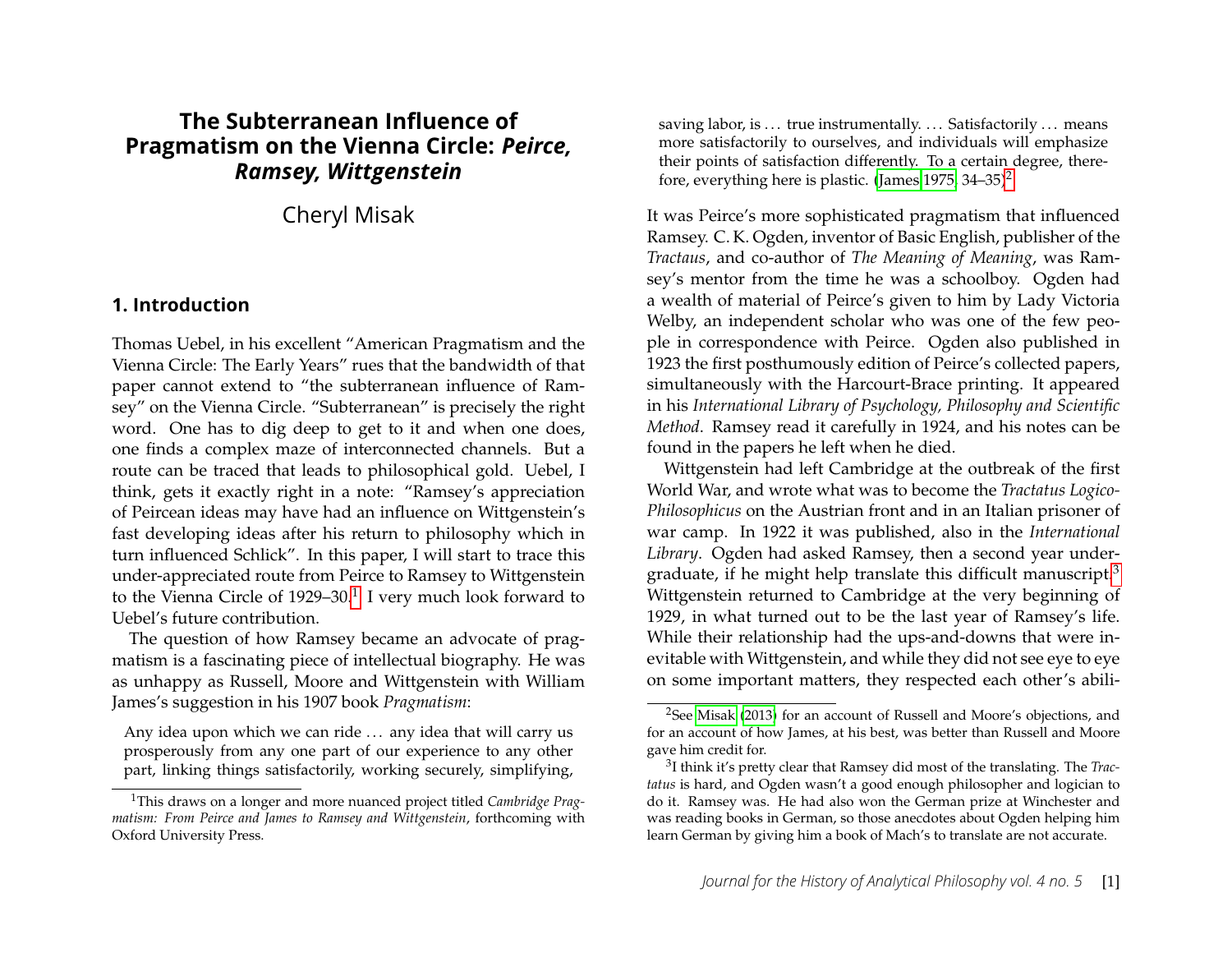# The Subterranean Influence of Pragmatism on the Vienna Circle: *Peirce, Ramsey, Wittgenstein*

Cheryl Misak

## 1. Introduction

Thomas Uebel, in his excellent "American Pragmatism and the Vienna Circle: The Early Years" rues that the bandwidth of that paper cannot extend to "the subterranean influence of Ramsey" on the Vienna Circle. "Subterranean" is precisely the right word. One has to dig deep to get to it and when one does, one finds a complex maze of interconnected channels. But a route can be traced that leads to philosophical gold. Uebel, I think, gets it exactly right in a note: "Ramsey's appreciation of Peircean ideas may have had an influence on Wittgenstein's fast developing ideas after his return to philosophy which in turn influenced Schlick". In this paper, I will start to trace this under-appreciated route from Peirce to Ramsey to Wittgenstein to the Vienna Circle of 1929–30.[1] I very much look forward to Uebel's future contribution.

The question of how Ramsey became an advocate of pragmatism is a fascinating piece of intellectual biography. He was as unhappy as Russell, Moore and Wittgenstein with William James's suggestion in his 1907 book *Pragmatism*:

> Any idea upon which we can ride … any idea that will carry us prosperously from any one part of our experience to any other part, linking things satisfactorily, working securely, simplifying, saving labor, is … true instrumentally. … Satisfactorily … means more satisfactorily to ourselves, and individuals will emphasize their points of satisfaction differently. To a certain degree, therefore, everything here is plastic. (James 1975, 34–35)[2]

It was Peirce's more sophisticated pragmatism that influenced Ramsey. C. K. Ogden, inventor of Basic English, publisher of the *Tractaus*, and co-author of *The Meaning of Meaning*, was Ramsey's mentor from the time he was a schoolboy. Ogden had a wealth of material of Peirce's given to him by Lady Victoria Welby, an independent scholar who was one of the few people in correspondence with Peirce. Ogden also published in 1923 the first posthumously edition of Peirce's collected papers, simultaneously with the Harcourt-Brace printing. It appeared in his *International Library of Psychology, Philosophy and Scientific Method*. Ramsey read it carefully in 1924, and his notes can be found in the papers he left when he died.

Wittgenstein had left Cambridge at the outbreak of the first World War, and wrote what was to become the *Tractatus Logico-Philosophicus* on the Austrian front and in an Italian prisoner of war camp. In 1922 it was published, also in the *International Library*. Ogden had asked Ramsey, then a second year undergraduate, if he might help translate this difficult manuscript.[3] Wittgenstein returned to Cambridge at the very beginning of 1929, in what turned out to be the last year of Ramsey's life. While their relationship had the ups-and-downs that were inevitable with Wittgenstein, and while they did not see eye to eye on some important matters, they respected each other's abili-

---

[1] This draws on a longer and more nuanced project titled *Cambridge Pragmatism: From Peirce and James to Ramsey and Wittgenstein*, forthcoming with Oxford University Press.

[2] See Misak (2013) for an account of Russell and Moore's objections, and for an account of how James, at his best, was better than Russell and Moore gave him credit for.

[3] I think it's pretty clear that Ramsey did most of the translating. The *Tractatus* is hard, and Ogden wasn't a good enough philosopher and logician to do it. Ramsey was. He had also won the German prize at Winchester and was reading books in German, so those anecdotes about Ogden helping him learn German by giving him a book of Mach's to translate are not accurate.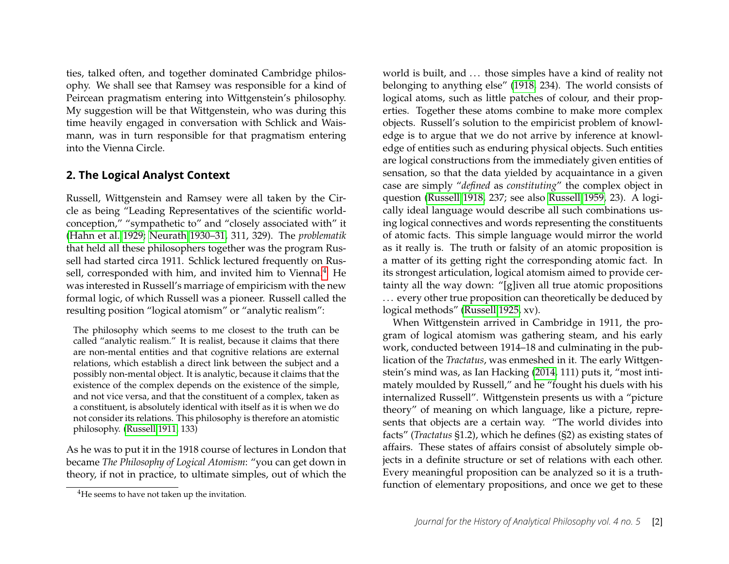ties, talked often, and together dominated Cambridge philosophy. We shall see that Ramsey was responsible for a kind of Peircean pragmatism entering into Wittgenstein's philosophy. My suggestion will be that Wittgenstein, who was during this time heavily engaged in conversation with Schlick and Waismann, was in turn responsible for that pragmatism entering into the Vienna Circle.

## 2. The Logical Analyst Context

Russell, Wittgenstein and Ramsey were all taken by the Circle as being "Leading Representatives of the scientific world-conception," "sympathetic to" and "closely associated with" it (Hahn et al. 1929; Neurath 1930–31, 311, 329). The *problematik* that held all these philosophers together was the program Russell had started circa 1911. Schlick lectured frequently on Russell, corresponded with him, and invited him to Vienna.[4] He was interested in Russell's marriage of empiricism with the new formal logic, of which Russell was a pioneer. Russell called the resulting position "logical atomism" or "analytic realism":

> The philosophy which seems to me closest to the truth can be called "analytic realism." It is realist, because it claims that there are non-mental entities and that cognitive relations are external relations, which establish a direct link between the subject and a possibly non-mental object. It is analytic, because it claims that the existence of the complex depends on the existence of the simple, and not vice versa, and that the constituent of a complex, taken as a constituent, is absolutely identical with itself as it is when we do not consider its relations. This philosophy is therefore an atomistic philosophy. (Russell 1911, 133)

As he was to put it in the 1918 course of lectures in London that became *The Philosophy of Logical Atomism*: "you can get down in theory, if not in practice, to ultimate simples, out of which the world is built, and ... those simples have a kind of reality not belonging to anything else" (1918, 234). The world consists of logical atoms, such as little patches of colour, and their properties. Together these atoms combine to make more complex objects. Russell's solution to the empiricist problem of knowledge is to argue that we do not arrive by inference at knowledge of entities such as enduring physical objects. Such entities are logical constructions from the immediately given entities of sensation, so that the data yielded by acquaintance in a given case are simply "*defined* as *constituting*" the complex object in question (Russell 1918, 237; see also Russell 1959, 23). A logically ideal language would describe all such combinations using logical connectives and words representing the constituents of atomic facts. This simple language would mirror the world as it really is. The truth or falsity of an atomic proposition is a matter of its getting right the corresponding atomic fact. In its strongest articulation, logical atomism aimed to provide certainty all the way down: "[g]iven all true atomic propositions ... every other true proposition can theoretically be deduced by logical methods" (Russell 1925, xv).

When Wittgenstein arrived in Cambridge in 1911, the program of logical atomism was gathering steam, and his early work, conducted between 1914–18 and culminating in the publication of the *Tractatus*, was enmeshed in it. The early Wittgenstein's mind was, as Ian Hacking (2014, 111) puts it, "most intimately moulded by Russell," and he "fought his duels with his internalized Russell". Wittgenstein presents us with a "picture theory" of meaning on which language, like a picture, represents that objects are a certain way. "The world divides into facts" (*Tractatus* §1.2), which he defines (§2) as existing states of affairs. These states of affairs consist of absolutely simple objects in a definite structure or set of relations with each other. Every meaningful proposition can be analyzed so it is a truth-function of elementary propositions, and once we get to these

[4] He seems to have not taken up the invitation.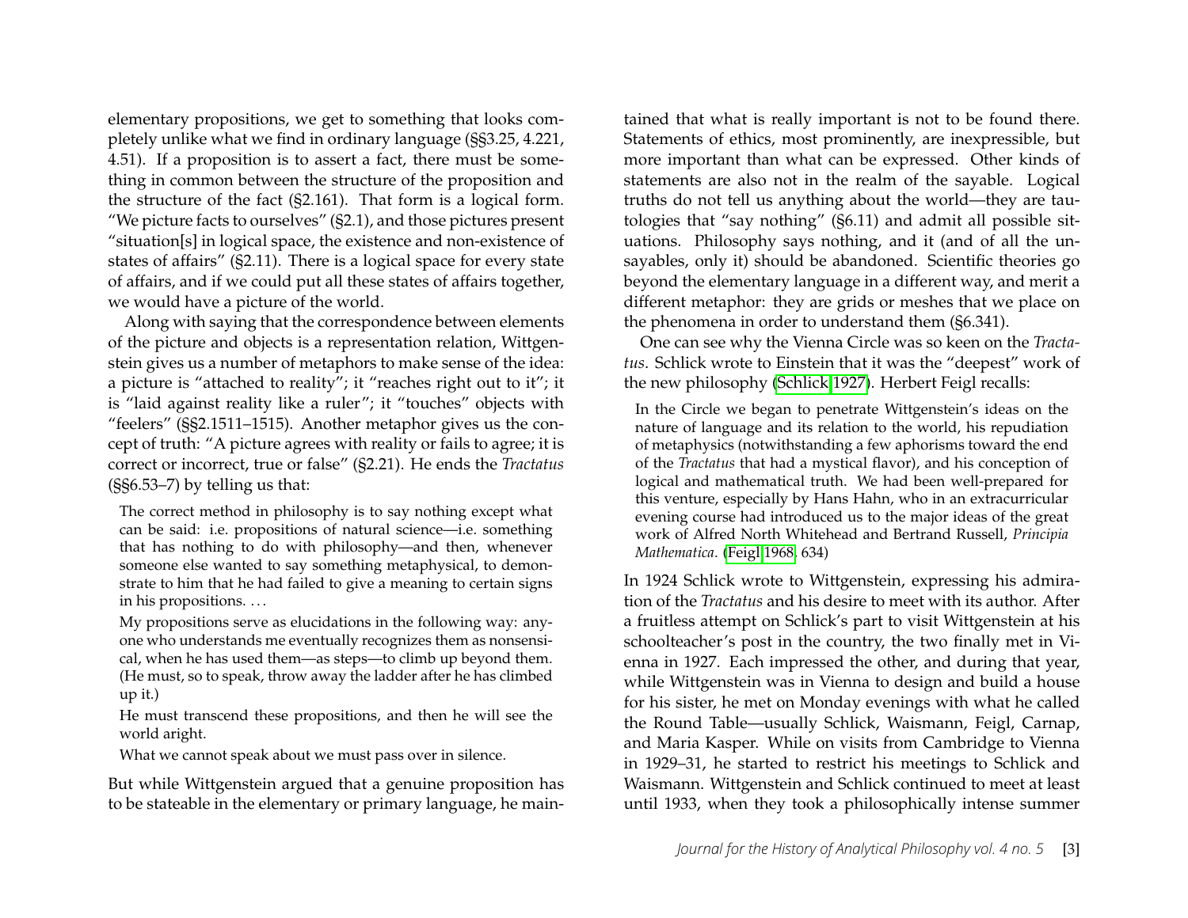elementary propositions, we get to something that looks completely unlike what we find in ordinary language (§§3.25, 4.221, 4.51). If a proposition is to assert a fact, there must be something in common between the structure of the proposition and the structure of the fact (§2.161). That form is a logical form. "We picture facts to ourselves" (§2.1), and those pictures present "situation[s] in logical space, the existence and non-existence of states of affairs" (§2.11). There is a logical space for every state of affairs, and if we could put all these states of affairs together, we would have a picture of the world.

Along with saying that the correspondence between elements of the picture and objects is a representation relation, Wittgenstein gives us a number of metaphors to make sense of the idea: a picture is "attached to reality"; it "reaches right out to it"; it is "laid against reality like a ruler"; it "touches" objects with "feelers" (§§2.1511–1515). Another metaphor gives us the concept of truth: "A picture agrees with reality or fails to agree; it is correct or incorrect, true or false" (§2.21). He ends the *Tractatus* (§§6.53–7) by telling us that:

> The correct method in philosophy is to say nothing except what can be said: i.e. propositions of natural science—i.e. something that has nothing to do with philosophy—and then, whenever someone else wanted to say something metaphysical, to demonstrate to him that he had failed to give a meaning to certain signs in his propositions. . . .
>
> My propositions serve as elucidations in the following way: anyone who understands me eventually recognizes them as nonsensical, when he has used them—as steps—to climb up beyond them. (He must, so to speak, throw away the ladder after he has climbed up it.)
>
> He must transcend these propositions, and then he will see the world aright.
>
> What we cannot speak about we must pass over in silence.

But while Wittgenstein argued that a genuine proposition has to be stateable in the elementary or primary language, he maintained that what is really important is not to be found there. Statements of ethics, most prominently, are inexpressible, but more important than what can be expressed. Other kinds of statements are also not in the realm of the sayable. Logical truths do not tell us anything about the world—they are tautologies that "say nothing" (§6.11) and admit all possible situations. Philosophy says nothing, and it (and of all the unsayables, only it) should be abandoned. Scientific theories go beyond the elementary language in a different way, and merit a different metaphor: they are grids or meshes that we place on the phenomena in order to understand them (§6.341).

One can see why the Vienna Circle was so keen on the *Tractatus*. Schlick wrote to Einstein that it was the "deepest" work of the new philosophy (Schlick 1927). Herbert Feigl recalls:

> In the Circle we began to penetrate Wittgenstein's ideas on the nature of language and its relation to the world, his repudiation of metaphysics (notwithstanding a few aphorisms toward the end of the *Tractatus* that had a mystical flavor), and his conception of logical and mathematical truth. We had been well-prepared for this venture, especially by Hans Hahn, who in an extracurricular evening course had introduced us to the major ideas of the great work of Alfred North Whitehead and Bertrand Russell, *Principia Mathematica*. (Feigl 1968, 634)

In 1924 Schlick wrote to Wittgenstein, expressing his admiration of the *Tractatus* and his desire to meet with its author. After a fruitless attempt on Schlick's part to visit Wittgenstein at his schoolteacher's post in the country, the two finally met in Vienna in 1927. Each impressed the other, and during that year, while Wittgenstein was in Vienna to design and build a house for his sister, he met on Monday evenings with what he called the Round Table—usually Schlick, Waismann, Feigl, Carnap, and Maria Kasper. While on visits from Cambridge to Vienna in 1929–31, he started to restrict his meetings to Schlick and Waismann. Wittgenstein and Schlick continued to meet at least until 1933, when they took a philosophically intense summer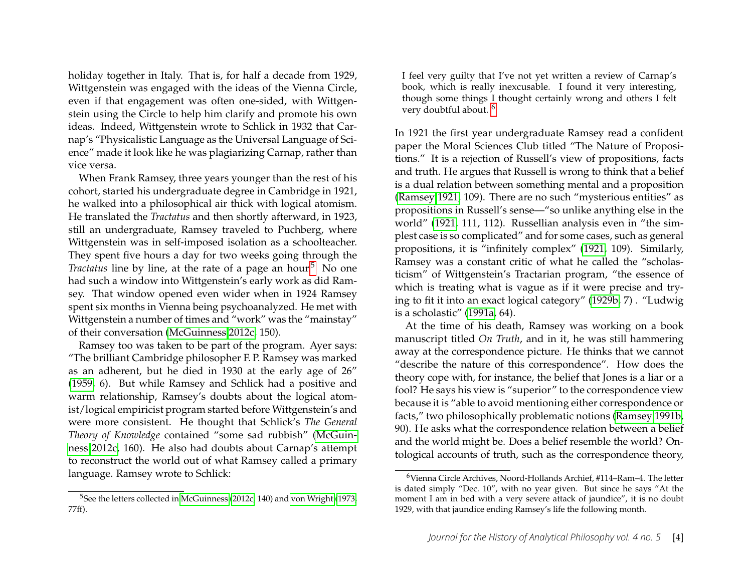holiday together in Italy. That is, for half a decade from 1929, Wittgenstein was engaged with the ideas of the Vienna Circle, even if that engagement was often one-sided, with Wittgenstein using the Circle to help him clarify and promote his own ideas. Indeed, Wittgenstein wrote to Schlick in 1932 that Carnap's "Physicalistic Language as the Universal Language of Science" made it look like he was plagiarizing Carnap, rather than vice versa.

When Frank Ramsey, three years younger than the rest of his cohort, started his undergraduate degree in Cambridge in 1921, he walked into a philosophical air thick with logical atomism. He translated the *Tractatus* and then shortly afterward, in 1923, still an undergraduate, Ramsey traveled to Puchberg, where Wittgenstein was in self-imposed isolation as a schoolteacher. They spent five hours a day for two weeks going through the *Tractatus* line by line, at the rate of a page an hour.[5] No one had such a window into Wittgenstein's early work as did Ramsey. That window opened even wider when in 1924 Ramsey spent six months in Vienna being psychoanalyzed. He met with Wittgenstein a number of times and "work" was the "mainstay" of their conversation (McGuinness 2012c, 150).

Ramsey too was taken to be part of the program. Ayer says: "The brilliant Cambridge philosopher F. P. Ramsey was marked as an adherent, but he died in 1930 at the early age of 26" (1959, 6). But while Ramsey and Schlick had a positive and warm relationship, Ramsey's doubts about the logical atomist/logical empiricist program started before Wittgenstein's and were more consistent. He thought that Schlick's *The General Theory of Knowledge* contained "some sad rubbish" (McGuinness 2012c, 160). He also had doubts about Carnap's attempt to reconstruct the world out of what Ramsey called a primary language. Ramsey wrote to Schlick:

> I feel very guilty that I've not yet written a review of Carnap's book, which is really inexcusable. I found it very interesting, though some things I thought certainly wrong and others I felt very doubtful about.[6]

In 1921 the first year undergraduate Ramsey read a confident paper the Moral Sciences Club titled "The Nature of Propositions." It is a rejection of Russell's view of propositions, facts and truth. He argues that Russell is wrong to think that a belief is a dual relation between something mental and a proposition (Ramsey 1921, 109). There are no such "mysterious entities" as propositions in Russell's sense—"so unlike anything else in the world" (1921, 111, 112). Russellian analysis even in "the simplest case is so complicated" and for some cases, such as general propositions, it is "infinitely complex" (1921, 109). Similarly, Ramsey was a constant critic of what he called the "scholasticism" of Wittgenstein's Tractarian program, "the essence of which is treating what is vague as if it were precise and trying to fit it into an exact logical category" (1929b, 7) . "Ludwig is a scholastic" (1991a, 64).

At the time of his death, Ramsey was working on a book manuscript titled *On Truth*, and in it, he was still hammering away at the correspondence picture. He thinks that we cannot "describe the nature of this correspondence". How does the theory cope with, for instance, the belief that Jones is a liar or a fool? He says his view is "superior" to the correspondence view because it is "able to avoid mentioning either correspondence or facts," two philosophically problematic notions (Ramsey 1991b, 90). He asks what the correspondence relation between a belief and the world might be. Does a belief resemble the world? Ontological accounts of truth, such as the correspondence theory,

---

[5] See the letters collected in McGuinness (2012c, 140) and von Wright (1973, 77ff).

[6] Vienna Circle Archives, Noord-Hollands Archief, #114–Ram–4. The letter is dated simply "Dec. 10", with no year given. But since he says "At the moment I am in bed with a very severe attack of jaundice", it is no doubt 1929, with that jaundice ending Ramsey's life the following month.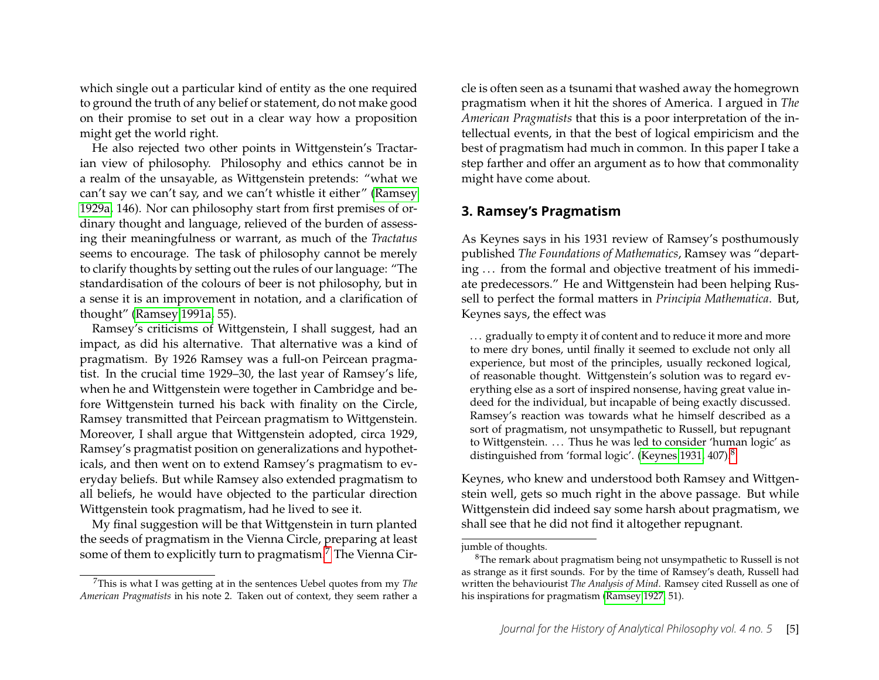which single out a particular kind of entity as the one required to ground the truth of any belief or statement, do not make good on their promise to set out in a clear way how a proposition might get the world right.

He also rejected two other points in Wittgenstein's Tractarian view of philosophy. Philosophy and ethics cannot be in a realm of the unsayable, as Wittgenstein pretends: "what we can't say we can't say, and we can't whistle it either" (Ramsey 1929a, 146). Nor can philosophy start from first premises of ordinary thought and language, relieved of the burden of assessing their meaningfulness or warrant, as much of the *Tractatus* seems to encourage. The task of philosophy cannot be merely to clarify thoughts by setting out the rules of our language: "The standardisation of the colours of beer is not philosophy, but in a sense it is an improvement in notation, and a clarification of thought" (Ramsey 1991a, 55).

Ramsey's criticisms of Wittgenstein, I shall suggest, had an impact, as did his alternative. That alternative was a kind of pragmatism. By 1926 Ramsey was a full-on Peircean pragmatist. In the crucial time 1929–30, the last year of Ramsey's life, when he and Wittgenstein were together in Cambridge and before Wittgenstein turned his back with finality on the Circle, Ramsey transmitted that Peircean pragmatism to Wittgenstein. Moreover, I shall argue that Wittgenstein adopted, circa 1929, Ramsey's pragmatist position on generalizations and hypotheticals, and then went on to extend Ramsey's pragmatism to everyday beliefs. But while Ramsey also extended pragmatism to all beliefs, he would have objected to the particular direction Wittgenstein took pragmatism, had he lived to see it.

My final suggestion will be that Wittgenstein in turn planted the seeds of pragmatism in the Vienna Circle, preparing at least some of them to explicitly turn to pragmatism.[7] The Vienna Circle is often seen as a tsunami that washed away the homegrown pragmatism when it hit the shores of America. I argued in *The American Pragmatists* that this is a poor interpretation of the intellectual events, in that the best of logical empiricism and the best of pragmatism had much in common. In this paper I take a step farther and offer an argument as to how that commonality might have come about.

## 3. Ramsey's Pragmatism

As Keynes says in his 1931 review of Ramsey's posthumously published *The Foundations of Mathematics*, Ramsey was "departing ... from the formal and objective treatment of his immediate predecessors." He and Wittgenstein had been helping Russell to perfect the formal matters in *Principia Mathematica*. But, Keynes says, the effect was

> ... gradually to empty it of content and to reduce it more and more to mere dry bones, until finally it seemed to exclude not only all experience, but most of the principles, usually reckoned logical, of reasonable thought. Wittgenstein's solution was to regard everything else as a sort of inspired nonsense, having great value indeed for the individual, but incapable of being exactly discussed. Ramsey's reaction was towards what he himself described as a sort of pragmatism, not unsympathetic to Russell, but repugnant to Wittgenstein. ... Thus he was led to consider 'human logic' as distinguished from 'formal logic'. (Keynes 1931, 407).[8]

Keynes, who knew and understood both Ramsey and Wittgenstein well, gets so much right in the above passage. But while Wittgenstein did indeed say some harsh about pragmatism, we shall see that he did not find it altogether repugnant.

---

[7] This is what I was getting at in the sentences Uebel quotes from my *The American Pragmatists* in his note 2. Taken out of context, they seem rather a jumble of thoughts.

[8] The remark about pragmatism being not unsympathetic to Russell is not as strange as it first sounds. For by the time of Ramsey's death, Russell had written the behaviourist *The Analysis of Mind*. Ramsey cited Russell as one of his inspirations for pragmatism (Ramsey 1927, 51).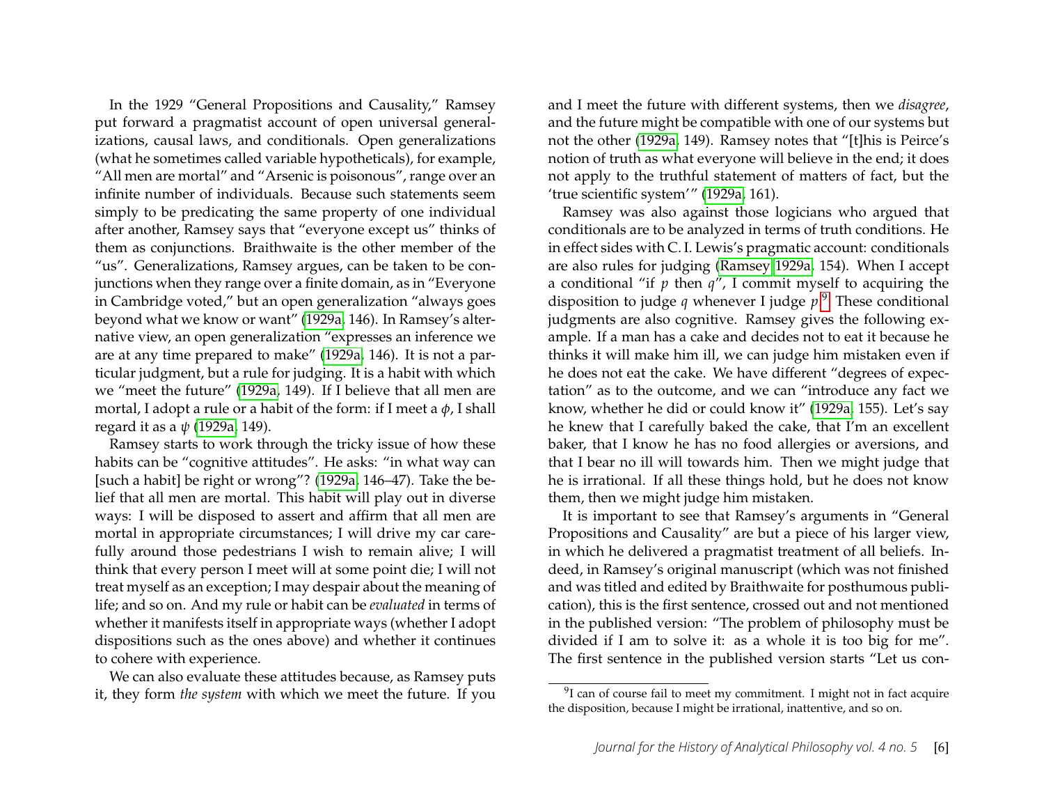In the 1929 "General Propositions and Causality," Ramsey put forward a pragmatist account of open universal generalizations, causal laws, and conditionals. Open generalizations (what he sometimes called variable hypotheticals), for example, "All men are mortal" and "Arsenic is poisonous", range over an infinite number of individuals. Because such statements seem simply to be predicating the same property of one individual after another, Ramsey says that "everyone except us" thinks of them as conjunctions. Braithwaite is the other member of the "us". Generalizations, Ramsey argues, can be taken to be conjunctions when they range over a finite domain, as in "Everyone in Cambridge voted," but an open generalization "always goes beyond what we know or want" (1929a, 146). In Ramsey's alternative view, an open generalization "expresses an inference we are at any time prepared to make" (1929a, 146). It is not a particular judgment, but a rule for judging. It is a habit with which we "meet the future" (1929a, 149). If I believe that all men are mortal, I adopt a rule or a habit of the form: if I meet a $\phi$, I shall regard it as a $\psi$ (1929a, 149).

Ramsey starts to work through the tricky issue of how these habits can be "cognitive attitudes". He asks: "in what way can [such a habit] be right or wrong"? (1929a, 146–47). Take the belief that all men are mortal. This habit will play out in diverse ways: I will be disposed to assert and affirm that all men are mortal in appropriate circumstances; I will drive my car carefully around those pedestrians I wish to remain alive; I will think that every person I meet will at some point die; I will not treat myself as an exception; I may despair about the meaning of life; and so on. And my rule or habit can be *evaluated* in terms of whether it manifests itself in appropriate ways (whether I adopt dispositions such as the ones above) and whether it continues to cohere with experience.

We can also evaluate these attitudes because, as Ramsey puts it, they form *the system* with which we meet the future. If you and I meet the future with different systems, then we *disagree*, and the future might be compatible with one of our systems but not the other (1929a, 149). Ramsey notes that "[t]his is Peirce's notion of truth as what everyone will believe in the end; it does not apply to the truthful statement of matters of fact, but the 'true scientific system'" (1929a, 161).

Ramsey was also against those logicians who argued that conditionals are to be analyzed in terms of truth conditions. He in effect sides with C. I. Lewis's pragmatic account: conditionals are also rules for judging (Ramsey 1929a, 154). When I accept a conditional "if $p$ then $q$", I commit myself to acquiring the disposition to judge $q$ whenever I judge $p$.[9] These conditional judgments are also cognitive. Ramsey gives the following example. If a man has a cake and decides not to eat it because he thinks it will make him ill, we can judge him mistaken even if he does not eat the cake. We have different "degrees of expectation" as to the outcome, and we can "introduce any fact we know, whether he did or could know it" (1929a, 155). Let's say he knew that I carefully baked the cake, that I'm an excellent baker, that I know he has no food allergies or aversions, and that I bear no ill will towards him. Then we might judge that he is irrational. If all these things hold, but he does not know them, then we might judge him mistaken.

It is important to see that Ramsey's arguments in "General Propositions and Causality" are but a piece of his larger view, in which he delivered a pragmatist treatment of all beliefs. Indeed, in Ramsey's original manuscript (which was not finished and was titled and edited by Braithwaite for posthumous publication), this is the first sentence, crossed out and not mentioned in the published version: "The problem of philosophy must be divided if I am to solve it: as a whole it is too big for me". The first sentence in the published version starts "Let us con-

[9] I can of course fail to meet my commitment. I might not in fact acquire the disposition, because I might be irrational, inattentive, and so on.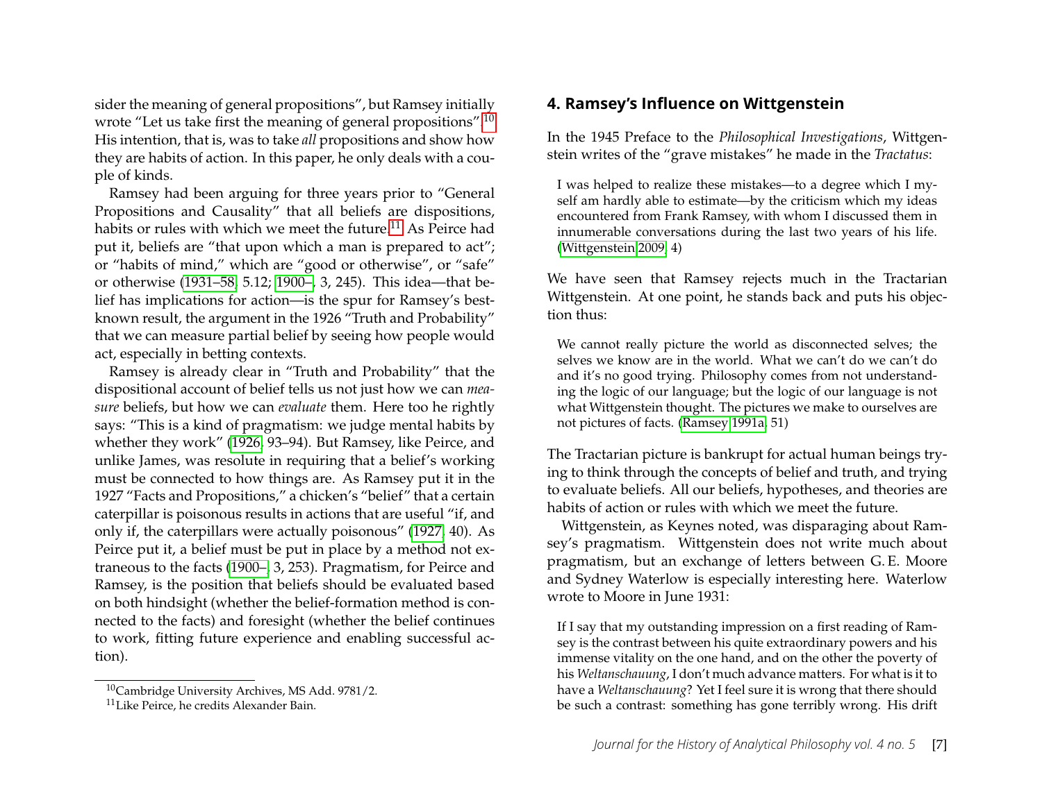sider the meaning of general propositions", but Ramsey initially wrote "Let us take first the meaning of general propositions".[10] His intention, that is, was to take *all* propositions and show how they are habits of action. In this paper, he only deals with a couple of kinds.

Ramsey had been arguing for three years prior to "General Propositions and Causality" that all beliefs are dispositions, habits or rules with which we meet the future.[11] As Peirce had put it, beliefs are "that upon which a man is prepared to act"; or "habits of mind," which are "good or otherwise", or "safe" or otherwise (1931–58, 5.12; 1900–, 3, 245). This idea—that belief has implications for action—is the spur for Ramsey's best-known result, the argument in the 1926 "Truth and Probability" that we can measure partial belief by seeing how people would act, especially in betting contexts.

Ramsey is already clear in "Truth and Probability" that the dispositional account of belief tells us not just how we can *measure* beliefs, but how we can *evaluate* them. Here too he rightly says: "This is a kind of pragmatism: we judge mental habits by whether they work" (1926, 93–94). But Ramsey, like Peirce, and unlike James, was resolute in requiring that a belief's working must be connected to how things are. As Ramsey put it in the 1927 "Facts and Propositions," a chicken's "belief" that a certain caterpillar is poisonous results in actions that are useful "if, and only if, the caterpillars were actually poisonous" (1927, 40). As Peirce put it, a belief must be put in place by a method not extraneous to the facts (1900–, 3, 253). Pragmatism, for Peirce and Ramsey, is the position that beliefs should be evaluated based on both hindsight (whether the belief-formation method is connected to the facts) and foresight (whether the belief continues to work, fitting future experience and enabling successful action).

[10] Cambridge University Archives, MS Add. 9781/2.

[11] Like Peirce, he credits Alexander Bain.

## 4. Ramsey's Influence on Wittgenstein

In the 1945 Preface to the *Philosophical Investigations*, Wittgenstein writes of the "grave mistakes" he made in the *Tractatus*:

> I was helped to realize these mistakes—to a degree which I myself am hardly able to estimate—by the criticism which my ideas encountered from Frank Ramsey, with whom I discussed them in innumerable conversations during the last two years of his life. (Wittgenstein 2009, 4)

We have seen that Ramsey rejects much in the Tractarian Wittgenstein. At one point, he stands back and puts his objection thus:

> We cannot really picture the world as disconnected selves; the selves we know are in the world. What we can't do we can't do and it's no good trying. Philosophy comes from not understanding the logic of our language; but the logic of our language is not what Wittgenstein thought. The pictures we make to ourselves are not pictures of facts. (Ramsey 1991a, 51)

The Tractarian picture is bankrupt for actual human beings trying to think through the concepts of belief and truth, and trying to evaluate beliefs. All our beliefs, hypotheses, and theories are habits of action or rules with which we meet the future.

Wittgenstein, as Keynes noted, was disparaging about Ramsey's pragmatism. Wittgenstein does not write much about pragmatism, but an exchange of letters between G. E. Moore and Sydney Waterlow is especially interesting here. Waterlow wrote to Moore in June 1931:

> If I say that my outstanding impression on a first reading of Ramsey is the contrast between his quite extraordinary powers and his immense vitality on the one hand, and on the other the poverty of his *Weltanschauung*, I don't much advance matters. For what is it to have a *Weltanschauung*? Yet I feel sure it is wrong that there should be such a contrast: something has gone terribly wrong. His drift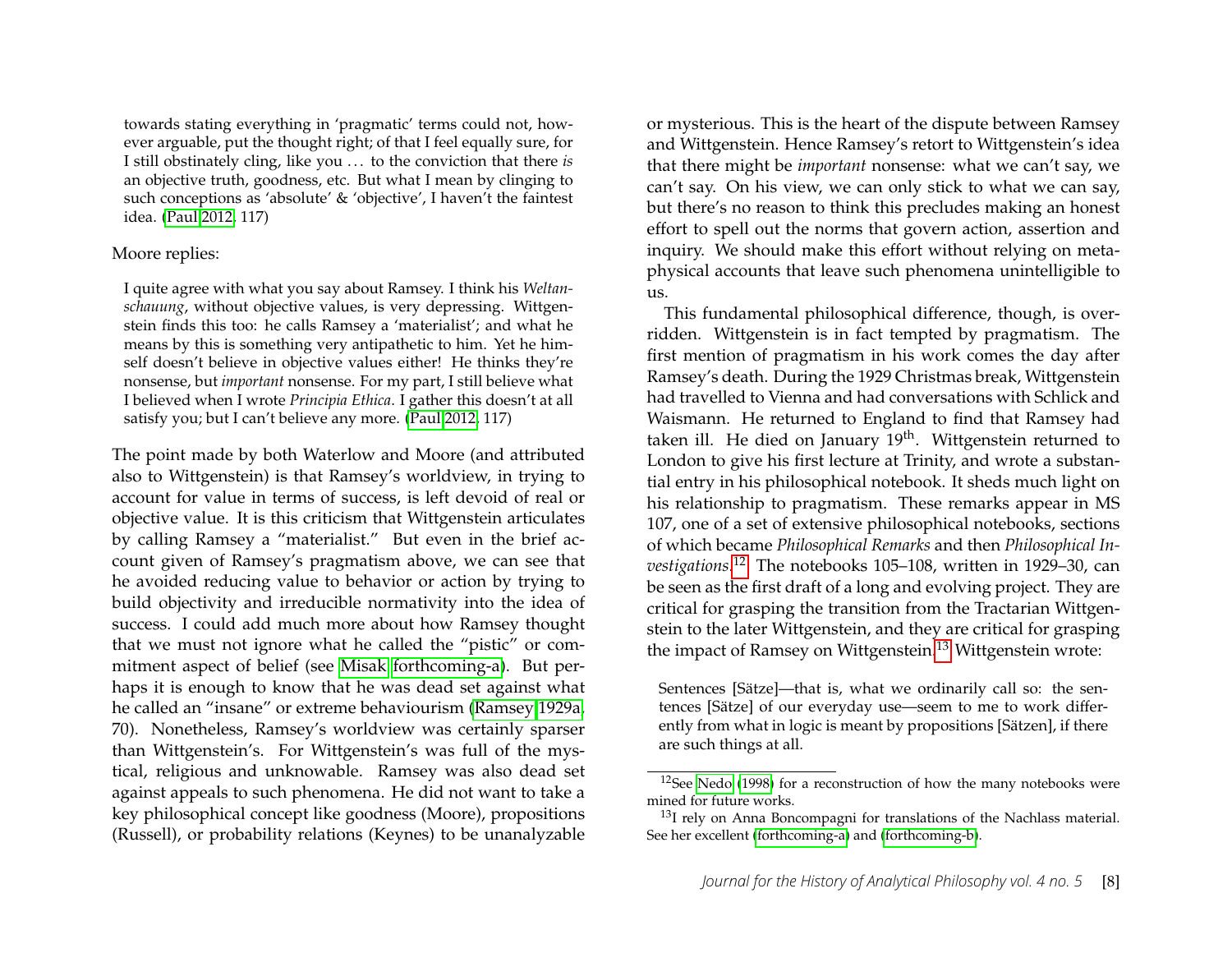> towards stating everything in 'pragmatic' terms could not, however arguable, put the thought right; of that I feel equally sure, for I still obstinately cling, like you ... to the conviction that there *is* an objective truth, goodness, etc. But what I mean by clinging to such conceptions as 'absolute' & 'objective', I haven't the faintest idea. (Paul 2012, 117)

Moore replies:

> I quite agree with what you say about Ramsey. I think his *Weltanschauung*, without objective values, is very depressing. Wittgenstein finds this too: he calls Ramsey a 'materialist'; and what he means by this is something very antipathetic to him. Yet he himself doesn't believe in objective values either! He thinks they're nonsense, but *important* nonsense. For my part, I still believe what I believed when I wrote *Principia Ethica*. I gather this doesn't at all satisfy you; but I can't believe any more. (Paul 2012, 117)

The point made by both Waterlow and Moore (and attributed also to Wittgenstein) is that Ramsey's worldview, in trying to account for value in terms of success, is left devoid of real or objective value. It is this criticism that Wittgenstein articulates by calling Ramsey a "materialist." But even in the brief account given of Ramsey's pragmatism above, we can see that he avoided reducing value to behavior or action by trying to build objectivity and irreducible normativity into the idea of success. I could add much more about how Ramsey thought that we must not ignore what he called the "pistic" or commitment aspect of belief (see Misak forthcoming-a). But perhaps it is enough to know that he was dead set against what he called an "insane" or extreme behaviourism (Ramsey 1929a, 70). Nonetheless, Ramsey's worldview was certainly sparser than Wittgenstein's. For Wittgenstein's was full of the mystical, religious and unknowable. Ramsey was also dead set against appeals to such phenomena. He did not want to take a key philosophical concept like goodness (Moore), propositions (Russell), or probability relations (Keynes) to be unanalyzable or mysterious. This is the heart of the dispute between Ramsey and Wittgenstein. Hence Ramsey's retort to Wittgenstein's idea that there might be *important* nonsense: what we can't say, we can't say. On his view, we can only stick to what we can say, but there's no reason to think this precludes making an honest effort to spell out the norms that govern action, assertion and inquiry. We should make this effort without relying on metaphysical accounts that leave such phenomena unintelligible to us.

This fundamental philosophical difference, though, is overridden. Wittgenstein is in fact tempted by pragmatism. The first mention of pragmatism in his work comes the day after Ramsey's death. During the 1929 Christmas break, Wittgenstein had travelled to Vienna and had conversations with Schlick and Waismann. He returned to England to find that Ramsey had taken ill. He died on January 19$^{th}$. Wittgenstein returned to London to give his first lecture at Trinity, and wrote a substantial entry in his philosophical notebook. It sheds much light on his relationship to pragmatism. These remarks appear in MS 107, one of a set of extensive philosophical notebooks, sections of which became *Philosophical Remarks* and then *Philosophical Investigations*.[12] The notebooks 105–108, written in 1929–30, can be seen as the first draft of a long and evolving project. They are critical for grasping the transition from the Tractarian Wittgenstein to the later Wittgenstein, and they are critical for grasping the impact of Ramsey on Wittgenstein.[13] Wittgenstein wrote:

> Sentences [Sätze]—that is, what we ordinarily call so: the sentences [Sätze] of our everyday use—seem to me to work differently from what in logic is meant by propositions [Sätzen], if there are such things at all.

[12] See Nedo (1998) for a reconstruction of how the many notebooks were mined for future works.

[13] I rely on Anna Boncompagni for translations of the Nachlass material. See her excellent (forthcoming-a) and (forthcoming-b).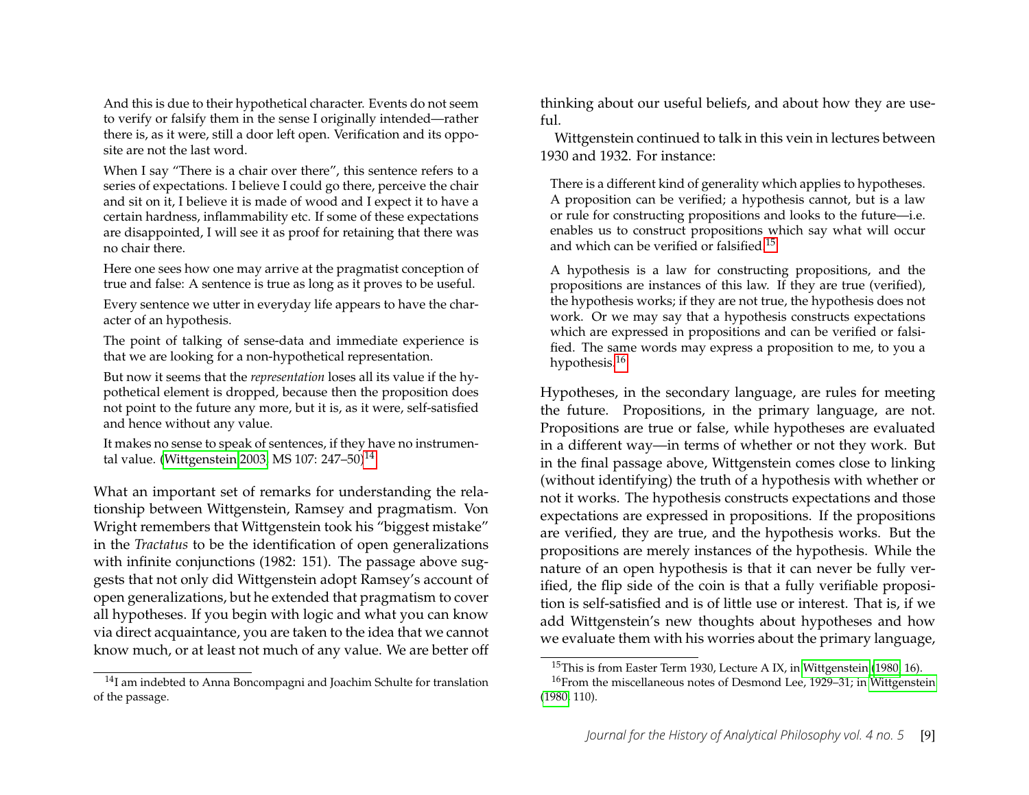> And this is due to their hypothetical character. Events do not seem to verify or falsify them in the sense I originally intended—rather there is, as it were, still a door left open. Verification and its opposite are not the last word.
>
> When I say "There is a chair over there", this sentence refers to a series of expectations. I believe I could go there, perceive the chair and sit on it, I believe it is made of wood and I expect it to have a certain hardness, inflammability etc. If some of these expectations are disappointed, I will see it as proof for retaining that there was no chair there.
>
> Here one sees how one may arrive at the pragmatist conception of true and false: A sentence is true as long as it proves to be useful.
>
> Every sentence we utter in everyday life appears to have the character of an hypothesis.
>
> The point of talking of sense-data and immediate experience is that we are looking for a non-hypothetical representation.
>
> But now it seems that the *representation* loses all its value if the hypothetical element is dropped, because then the proposition does not point to the future any more, but it is, as it were, self-satisfied and hence without any value.
>
> It makes no sense to speak of sentences, if they have no instrumental value. (Wittgenstein 2003, MS 107: 247–50)[14]

What an important set of remarks for understanding the relationship between Wittgenstein, Ramsey and pragmatism. Von Wright remembers that Wittgenstein took his "biggest mistake" in the *Tractatus* to be the identification of open generalizations with infinite conjunctions (1982: 151). The passage above suggests that not only did Wittgenstein adopt Ramsey's account of open generalizations, but he extended that pragmatism to cover all hypotheses. If you begin with logic and what you can know via direct acquaintance, you are taken to the idea that we cannot know much, or at least not much of any value. We are better off thinking about our useful beliefs, and about how they are useful.

Wittgenstein continued to talk in this vein in lectures between 1930 and 1932. For instance:

> There is a different kind of generality which applies to hypotheses. A proposition can be verified; a hypothesis cannot, but is a law or rule for constructing propositions and looks to the future—i.e. enables us to construct propositions which say what will occur and which can be verified or falsified.[15]
>
> A hypothesis is a law for constructing propositions, and the propositions are instances of this law. If they are true (verified), the hypothesis works; if they are not true, the hypothesis does not work. Or we may say that a hypothesis constructs expectations which are expressed in propositions and can be verified or falsified. The same words may express a proposition to me, to you a hypothesis.[16]

Hypotheses, in the secondary language, are rules for meeting the future. Propositions, in the primary language, are not. Propositions are true or false, while hypotheses are evaluated in a different way—in terms of whether or not they work. But in the final passage above, Wittgenstein comes close to linking (without identifying) the truth of a hypothesis with whether or not it works. The hypothesis constructs expectations and those expectations are expressed in propositions. If the propositions are verified, they are true, and the hypothesis works. But the propositions are merely instances of the hypothesis. While the nature of an open hypothesis is that it can never be fully verified, the flip side of the coin is that a fully verifiable proposition is self-satisfied and is of little use or interest. That is, if we add Wittgenstein's new thoughts about hypotheses and how we evaluate them with his worries about the primary language,

---

[14] I am indebted to Anna Boncompagni and Joachim Schulte for translation of the passage.

[15] This is from Easter Term 1930, Lecture A IX, in Wittgenstein (1980, 16).

[16] From the miscellaneous notes of Desmond Lee, 1929–31; in Wittgenstein (1980, 110).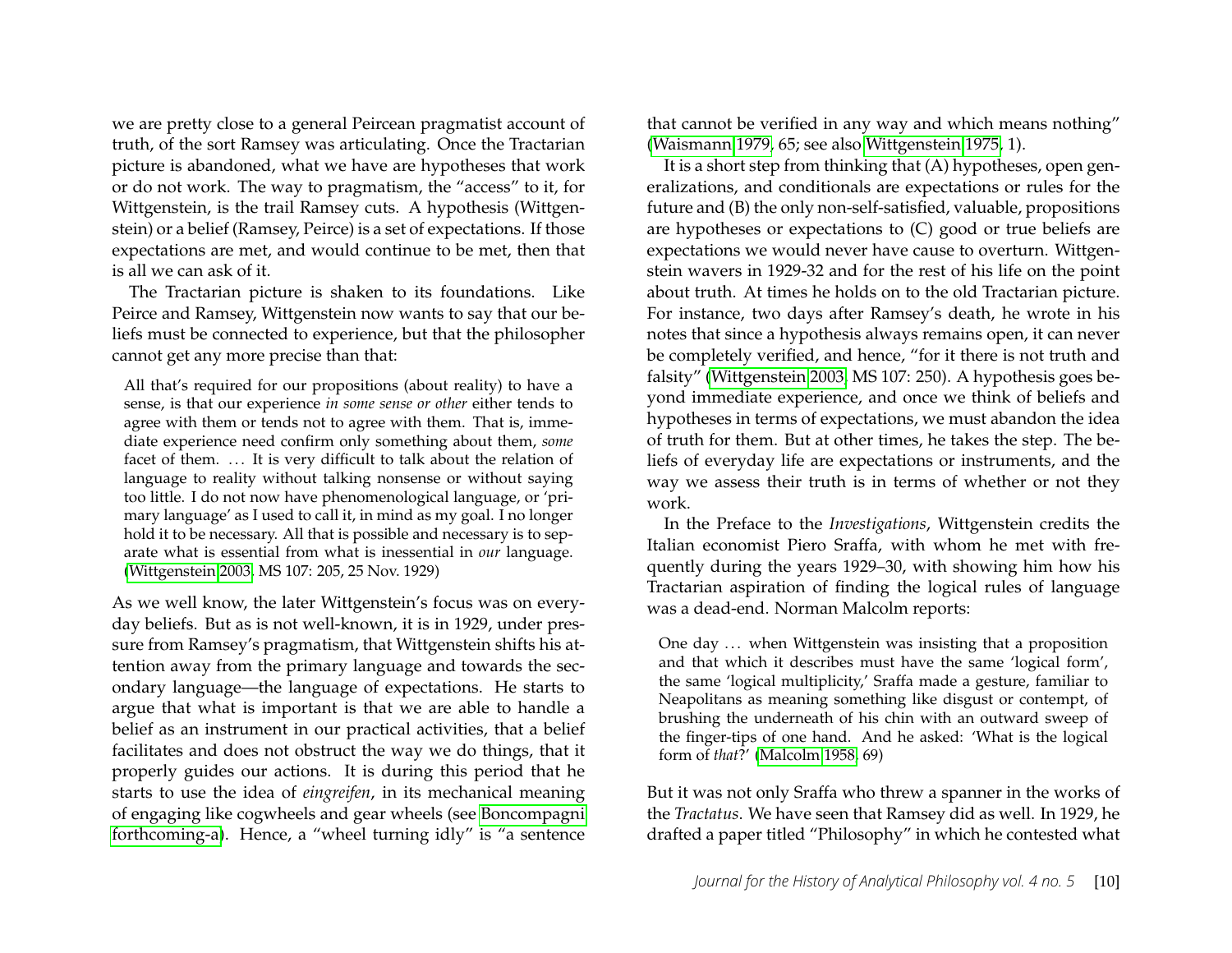we are pretty close to a general Peircean pragmatist account of truth, of the sort Ramsey was articulating. Once the Tractarian picture is abandoned, what we have are hypotheses that work or do not work. The way to pragmatism, the "access" to it, for Wittgenstein, is the trail Ramsey cuts. A hypothesis (Wittgenstein) or a belief (Ramsey, Peirce) is a set of expectations. If those expectations are met, and would continue to be met, then that is all we can ask of it.

The Tractarian picture is shaken to its foundations. Like Peirce and Ramsey, Wittgenstein now wants to say that our beliefs must be connected to experience, but that the philosopher cannot get any more precise than that:

> All that's required for our propositions (about reality) to have a sense, is that our experience *in some sense or other* either tends to agree with them or tends not to agree with them. That is, immediate experience need confirm only something about them, *some* facet of them. ... It is very difficult to talk about the relation of language to reality without talking nonsense or without saying too little. I do not now have phenomenological language, or 'primary language' as I used to call it, in mind as my goal. I no longer hold it to be necessary. All that is possible and necessary is to separate what is essential from what is inessential in *our* language. (Wittgenstein 2003, MS 107: 205, 25 Nov. 1929)

As we well know, the later Wittgenstein's focus was on everyday beliefs. But as is not well-known, it is in 1929, under pressure from Ramsey's pragmatism, that Wittgenstein shifts his attention away from the primary language and towards the secondary language—the language of expectations. He starts to argue that what is important is that we are able to handle a belief as an instrument in our practical activities, that a belief facilitates and does not obstruct the way we do things, that it properly guides our actions. It is during this period that he starts to use the idea of *eingreifen*, in its mechanical meaning of engaging like cogwheels and gear wheels (see Boncompagni forthcoming-a). Hence, a "wheel turning idly" is "a sentence that cannot be verified in any way and which means nothing" (Waismann 1979, 65; see also Wittgenstein 1975, 1).

It is a short step from thinking that (A) hypotheses, open generalizations, and conditionals are expectations or rules for the future and (B) the only non-self-satisfied, valuable, propositions are hypotheses or expectations to (C) good or true beliefs are expectations we would never have cause to overturn. Wittgenstein wavers in 1929-32 and for the rest of his life on the point about truth. At times he holds on to the old Tractarian picture. For instance, two days after Ramsey's death, he wrote in his notes that since a hypothesis always remains open, it can never be completely verified, and hence, "for it there is not truth and falsity" (Wittgenstein 2003, MS 107: 250). A hypothesis goes beyond immediate experience, and once we think of beliefs and hypotheses in terms of expectations, we must abandon the idea of truth for them. But at other times, he takes the step. The beliefs of everyday life are expectations or instruments, and the way we assess their truth is in terms of whether or not they work.

In the Preface to the *Investigations*, Wittgenstein credits the Italian economist Piero Sraffa, with whom he met with frequently during the years 1929–30, with showing him how his Tractarian aspiration of finding the logical rules of language was a dead-end. Norman Malcolm reports:

> One day ... when Wittgenstein was insisting that a proposition and that which it describes must have the same 'logical form', the same 'logical multiplicity,' Sraffa made a gesture, familiar to Neapolitans as meaning something like disgust or contempt, of brushing the underneath of his chin with an outward sweep of the finger-tips of one hand. And he asked: 'What is the logical form of *that*?' (Malcolm 1958, 69)

But it was not only Sraffa who threw a spanner in the works of the *Tractatus*. We have seen that Ramsey did as well. In 1929, he drafted a paper titled "Philosophy" in which he contested what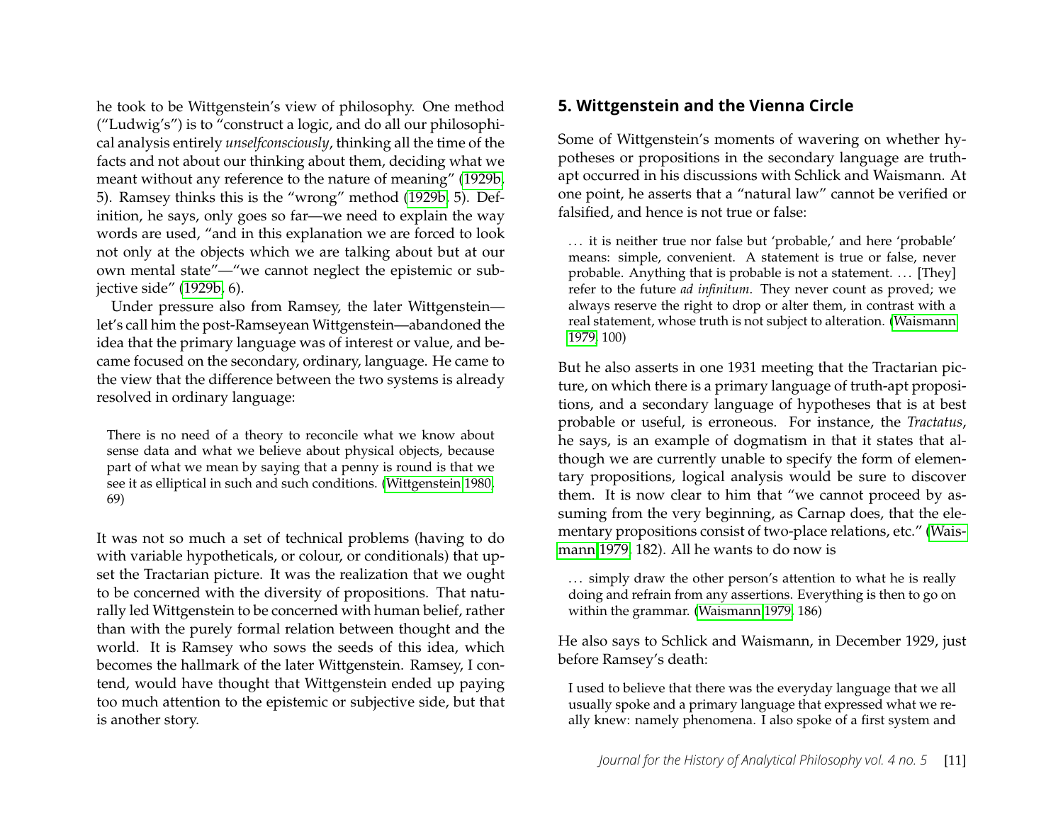he took to be Wittgenstein's view of philosophy. One method ("Ludwig's") is to "construct a logic, and do all our philosophical analysis entirely *unselfconsciously*, thinking all the time of the facts and not about our thinking about them, deciding what we meant without any reference to the nature of meaning" (1929b, 5). Ramsey thinks this is the "wrong" method (1929b, 5). Definition, he says, only goes so far—we need to explain the way words are used, "and in this explanation we are forced to look not only at the objects which we are talking about but at our own mental state"—"we cannot neglect the epistemic or subjective side" (1929b, 6).

Under pressure also from Ramsey, the later Wittgenstein—let's call him the post-Ramseyean Wittgenstein—abandoned the idea that the primary language was of interest or value, and became focused on the secondary, ordinary, language. He came to the view that the difference between the two systems is already resolved in ordinary language:

> There is no need of a theory to reconcile what we know about sense data and what we believe about physical objects, because part of what we mean by saying that a penny is round is that we see it as elliptical in such and such conditions. (Wittgenstein 1980, 69)

It was not so much a set of technical problems (having to do with variable hypotheticals, or colour, or conditionals) that upset the Tractarian picture. It was the realization that we ought to be concerned with the diversity of propositions. That naturally led Wittgenstein to be concerned with human belief, rather than with the purely formal relation between thought and the world. It is Ramsey who sows the seeds of this idea, which becomes the hallmark of the later Wittgenstein. Ramsey, I contend, would have thought that Wittgenstein ended up paying too much attention to the epistemic or subjective side, but that is another story.

## 5. Wittgenstein and the Vienna Circle

Some of Wittgenstein's moments of wavering on whether hypotheses or propositions in the secondary language are truth-apt occurred in his discussions with Schlick and Waismann. At one point, he asserts that a "natural law" cannot be verified or falsified, and hence is not true or false:

> ... it is neither true nor false but 'probable,' and here 'probable' means: simple, convenient. A statement is true or false, never probable. Anything that is probable is not a statement. ... [They] refer to the future *ad infinitum*. They never count as proved; we always reserve the right to drop or alter them, in contrast with a real statement, whose truth is not subject to alteration. (Waismann 1979, 100)

But he also asserts in one 1931 meeting that the Tractarian picture, on which there is a primary language of truth-apt propositions, and a secondary language of hypotheses that is at best probable or useful, is erroneous. For instance, the *Tractatus*, he says, is an example of dogmatism in that it states that although we are currently unable to specify the form of elementary propositions, logical analysis would be sure to discover them. It is now clear to him that "we cannot proceed by assuming from the very beginning, as Carnap does, that the elementary propositions consist of two-place relations, etc." (Waismann 1979, 182). All he wants to do now is

> ... simply draw the other person's attention to what he is really doing and refrain from any assertions. Everything is then to go on within the grammar. (Waismann 1979, 186)

He also says to Schlick and Waismann, in December 1929, just before Ramsey's death:

> I used to believe that there was the everyday language that we all usually spoke and a primary language that expressed what we really knew: namely phenomena. I also spoke of a first system and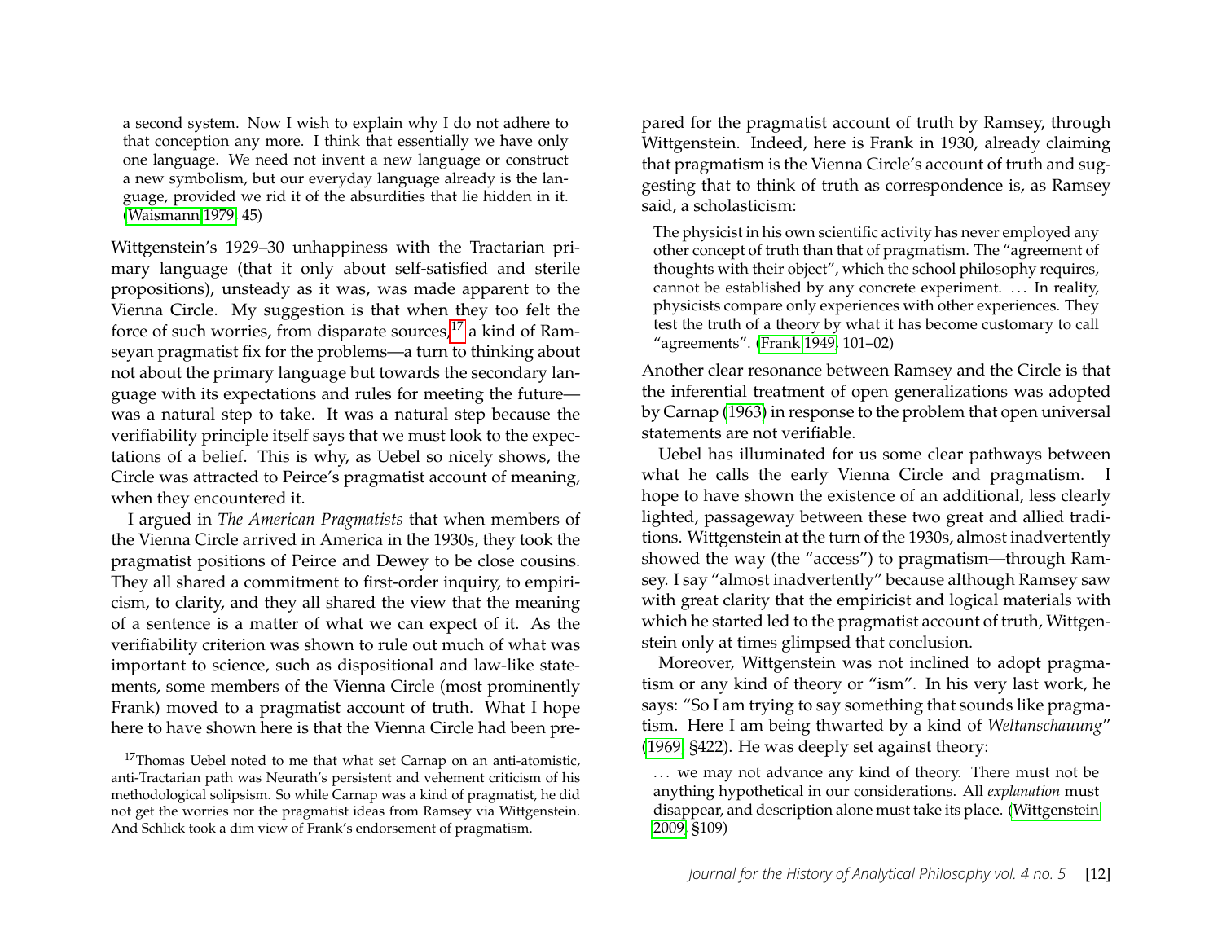> a second system. Now I wish to explain why I do not adhere to that conception any more. I think that essentially we have only one language. We need not invent a new language or construct a new symbolism, but our everyday language already is the language, provided we rid it of the absurdities that lie hidden in it. (Waismann 1979, 45)

Wittgenstein's 1929–30 unhappiness with the Tractarian primary language (that it only about self-satisfied and sterile propositions), unsteady as it was, was made apparent to the Vienna Circle. My suggestion is that when they too felt the force of such worries, from disparate sources,[17] a kind of Ramseyan pragmatist fix for the problems—a turn to thinking about not about the primary language but towards the secondary language with its expectations and rules for meeting the future—was a natural step to take. It was a natural step because the verifiability principle itself says that we must look to the expectations of a belief. This is why, as Uebel so nicely shows, the Circle was attracted to Peirce's pragmatist account of meaning, when they encountered it.

I argued in *The American Pragmatists* that when members of the Vienna Circle arrived in America in the 1930s, they took the pragmatist positions of Peirce and Dewey to be close cousins. They all shared a commitment to first-order inquiry, to empiricism, to clarity, and they all shared the view that the meaning of a sentence is a matter of what we can expect of it. As the verifiability criterion was shown to rule out much of what was important to science, such as dispositional and law-like statements, some members of the Vienna Circle (most prominently Frank) moved to a pragmatist account of truth. What I hope here to have shown here is that the Vienna Circle had been prepared for the pragmatist account of truth by Ramsey, through Wittgenstein. Indeed, here is Frank in 1930, already claiming that pragmatism is the Vienna Circle's account of truth and suggesting that to think of truth as correspondence is, as Ramsey said, a scholasticism:

> The physicist in his own scientific activity has never employed any other concept of truth than that of pragmatism. The "agreement of thoughts with their object", which the school philosophy requires, cannot be established by any concrete experiment. . . . In reality, physicists compare only experiences with other experiences. They test the truth of a theory by what it has become customary to call "agreements". (Frank 1949, 101–02)

Another clear resonance between Ramsey and the Circle is that the inferential treatment of open generalizations was adopted by Carnap (1963) in response to the problem that open universal statements are not verifiable.

Uebel has illuminated for us some clear pathways between what he calls the early Vienna Circle and pragmatism. I hope to have shown the existence of an additional, less clearly lighted, passageway between these two great and allied traditions. Wittgenstein at the turn of the 1930s, almost inadvertently showed the way (the "access") to pragmatism—through Ramsey. I say "almost inadvertently" because although Ramsey saw with great clarity that the empiricist and logical materials with which he started led to the pragmatist account of truth, Wittgenstein only at times glimpsed that conclusion.

Moreover, Wittgenstein was not inclined to adopt pragmatism or any kind of theory or "ism". In his very last work, he says: "So I am trying to say something that sounds like pragmatism. Here I am being thwarted by a kind of *Weltanschauung*" (1969, §422). He was deeply set against theory:

> . . . we may not advance any kind of theory. There must not be anything hypothetical in our considerations. All *explanation* must disappear, and description alone must take its place. (Wittgenstein 2009, §109)

[17] Thomas Uebel noted to me that what set Carnap on an anti-atomistic, anti-Tractarian path was Neurath's persistent and vehement criticism of his methodological solipsism. So while Carnap was a kind of pragmatist, he did not get the worries nor the pragmatist ideas from Ramsey via Wittgenstein. And Schlick took a dim view of Frank's endorsement of pragmatism.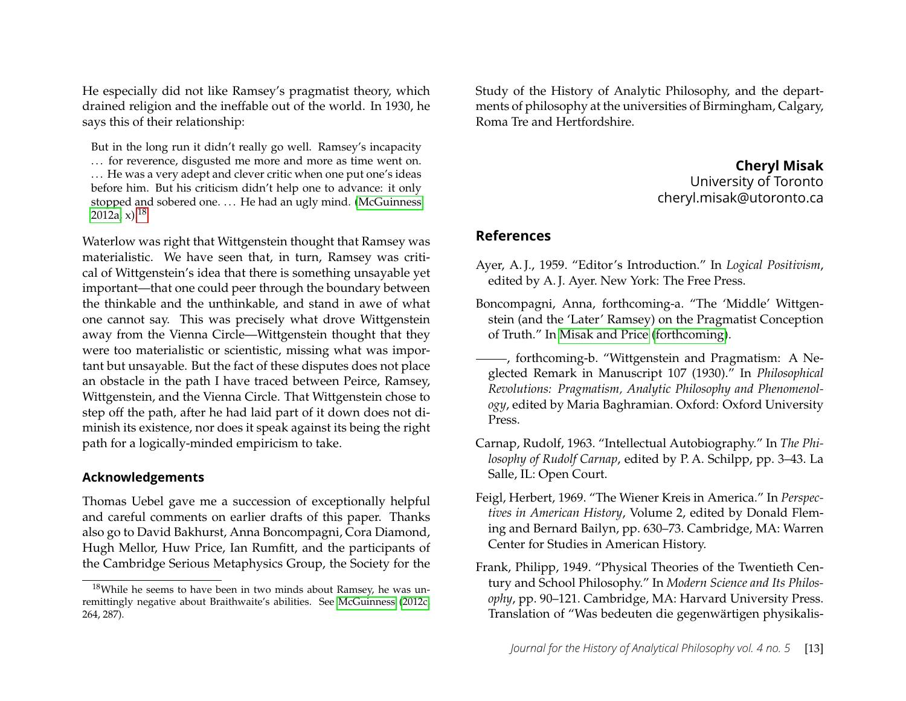He especially did not like Ramsey's pragmatist theory, which drained religion and the ineffable out of the world. In 1930, he says this of their relationship:

> But in the long run it didn't really go well. Ramsey's incapacity . . . for reverence, disgusted me more and more as time went on. . . . He was a very adept and clever critic when one put one's ideas before him. But his criticism didn't help one to advance: it only stopped and sobered one. . . . He had an ugly mind. (McGuinness 2012a, x).[18]

Waterlow was right that Wittgenstein thought that Ramsey was materialistic. We have seen that, in turn, Ramsey was critical of Wittgenstein's idea that there is something unsayable yet important—that one could peer through the boundary between the thinkable and the unthinkable, and stand in awe of what one cannot say. This was precisely what drove Wittgenstein away from the Vienna Circle—Wittgenstein thought that they were too materialistic or scientistic, missing what was important but unsayable. But the fact of these disputes does not place an obstacle in the path I have traced between Peirce, Ramsey, Wittgenstein, and the Vienna Circle. That Wittgenstein chose to step off the path, after he had laid part of it down does not diminish its existence, nor does it speak against its being the right path for a logically-minded empiricism to take.

## Acknowledgements

Thomas Uebel gave me a succession of exceptionally helpful and careful comments on earlier drafts of this paper. Thanks also go to David Bakhurst, Anna Boncompagni, Cora Diamond, Hugh Mellor, Huw Price, Ian Rumfitt, and the participants of the Cambridge Serious Metaphysics Group, the Society for the Study of the History of Analytic Philosophy, and the departments of philosophy at the universities of Birmingham, Calgary, Roma Tre and Hertfordshire.

[18]While he seems to have been in two minds about Ramsey, he was unremittingly negative about Braithwaite's abilities. See McGuinness (2012c, 264, 287).

**Cheryl Misak**
University of Toronto
cheryl.misak@utoronto.ca

## References

Ayer, A. J., 1959. "Editor's Introduction." In *Logical Positivism*, edited by A. J. Ayer. New York: The Free Press.

Boncompagni, Anna, forthcoming-a. "The 'Middle' Wittgenstein (and the 'Later' Ramsey) on the Pragmatist Conception of Truth." In Misak and Price (forthcoming).

———, forthcoming-b. "Wittgenstein and Pragmatism: A Neglected Remark in Manuscript 107 (1930)." In *Philosophical Revolutions: Pragmatism, Analytic Philosophy and Phenomenology*, edited by Maria Baghramian. Oxford: Oxford University Press.

Carnap, Rudolf, 1963. "Intellectual Autobiography." In *The Philosophy of Rudolf Carnap*, edited by P. A. Schilpp, pp. 3–43. La Salle, IL: Open Court.

Feigl, Herbert, 1969. "The Wiener Kreis in America." In *Perspectives in American History*, Volume 2, edited by Donald Fleming and Bernard Bailyn, pp. 630–73. Cambridge, MA: Warren Center for Studies in American History.

Frank, Philipp, 1949. "Physical Theories of the Twentieth Century and School Philosophy." In *Modern Science and Its Philosophy*, pp. 90–121. Cambridge, MA: Harvard University Press. Translation of "Was bedeuten die gegenwärtigen physikalis-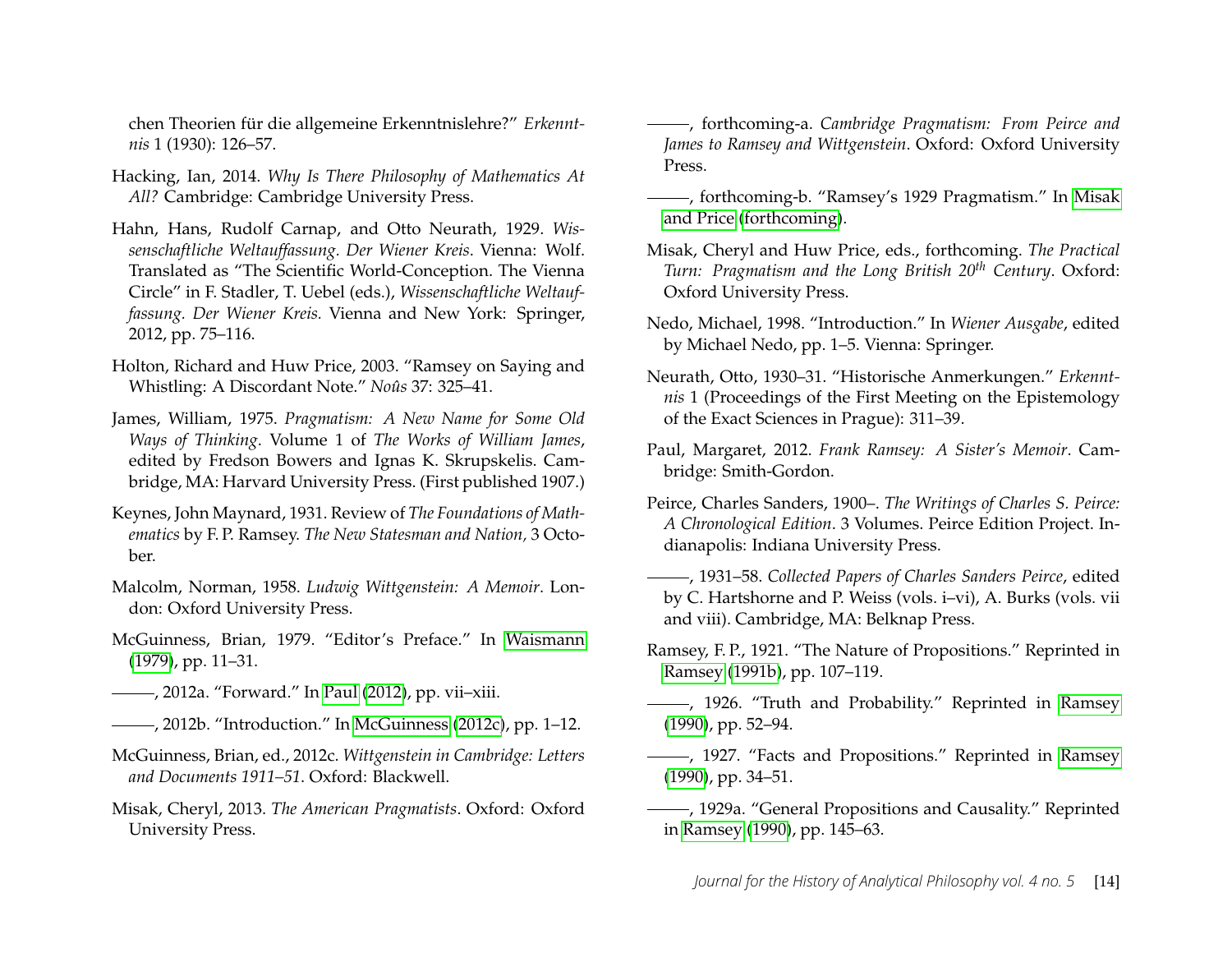chen Theorien für die allgemeine Erkenntnislehre?" *Erkenntnis* 1 (1930): 126–57.

Hacking, Ian, 2014. *Why Is There Philosophy of Mathematics At All?* Cambridge: Cambridge University Press.

Hahn, Hans, Rudolf Carnap, and Otto Neurath, 1929. *Wissenschaftliche Weltauffassung. Der Wiener Kreis*. Vienna: Wolf. Translated as "The Scientific World-Conception. The Vienna Circle" in F. Stadler, T. Uebel (eds.), *Wissenschaftliche Weltauffassung. Der Wiener Kreis.* Vienna and New York: Springer, 2012, pp. 75–116.

Holton, Richard and Huw Price, 2003. "Ramsey on Saying and Whistling: A Discordant Note." *Noûs* 37: 325–41.

James, William, 1975. *Pragmatism: A New Name for Some Old Ways of Thinking*. Volume 1 of *The Works of William James*, edited by Fredson Bowers and Ignas K. Skrupskelis. Cambridge, MA: Harvard University Press. (First published 1907.)

Keynes, John Maynard, 1931. Review of *The Foundations of Mathematics* by F. P. Ramsey. *The New Statesman and Nation,* 3 October.

Malcolm, Norman, 1958. *Ludwig Wittgenstein: A Memoir*. London: Oxford University Press.

McGuinness, Brian, 1979. "Editor's Preface." In Waismann (1979), pp. 11–31.

———, 2012a. "Forward." In Paul (2012), pp. vii–xiii.

———, 2012b. "Introduction." In McGuinness (2012c), pp. 1–12.

McGuinness, Brian, ed., 2012c. *Wittgenstein in Cambridge: Letters and Documents 1911–51*. Oxford: Blackwell.

Misak, Cheryl, 2013. *The American Pragmatists*. Oxford: Oxford University Press.

———, forthcoming-a. *Cambridge Pragmatism: From Peirce and James to Ramsey and Wittgenstein*. Oxford: Oxford University Press.

———, forthcoming-b. "Ramsey's 1929 Pragmatism." In Misak and Price (forthcoming).

Misak, Cheryl and Huw Price, eds., forthcoming. *The Practical Turn: Pragmatism and the Long British 20th Century*. Oxford: Oxford University Press.

Nedo, Michael, 1998. "Introduction." In *Wiener Ausgabe*, edited by Michael Nedo, pp. 1–5. Vienna: Springer.

Neurath, Otto, 1930–31. "Historische Anmerkungen." *Erkenntnis* 1 (Proceedings of the First Meeting on the Epistemology of the Exact Sciences in Prague): 311–39.

Paul, Margaret, 2012. *Frank Ramsey: A Sister's Memoir*. Cambridge: Smith-Gordon.

Peirce, Charles Sanders, 1900–. *The Writings of Charles S. Peirce: A Chronological Edition*. 3 Volumes. Peirce Edition Project. Indianapolis: Indiana University Press.

———, 1931–58. *Collected Papers of Charles Sanders Peirce*, edited by C. Hartshorne and P. Weiss (vols. i–vi), A. Burks (vols. vii and viii). Cambridge, MA: Belknap Press.

Ramsey, F. P., 1921. "The Nature of Propositions." Reprinted in Ramsey (1991b), pp. 107–119.

———, 1926. "Truth and Probability." Reprinted in Ramsey (1990), pp. 52–94.

———, 1927. "Facts and Propositions." Reprinted in Ramsey (1990), pp. 34–51.

———, 1929a. "General Propositions and Causality." Reprinted in Ramsey (1990), pp. 145–63.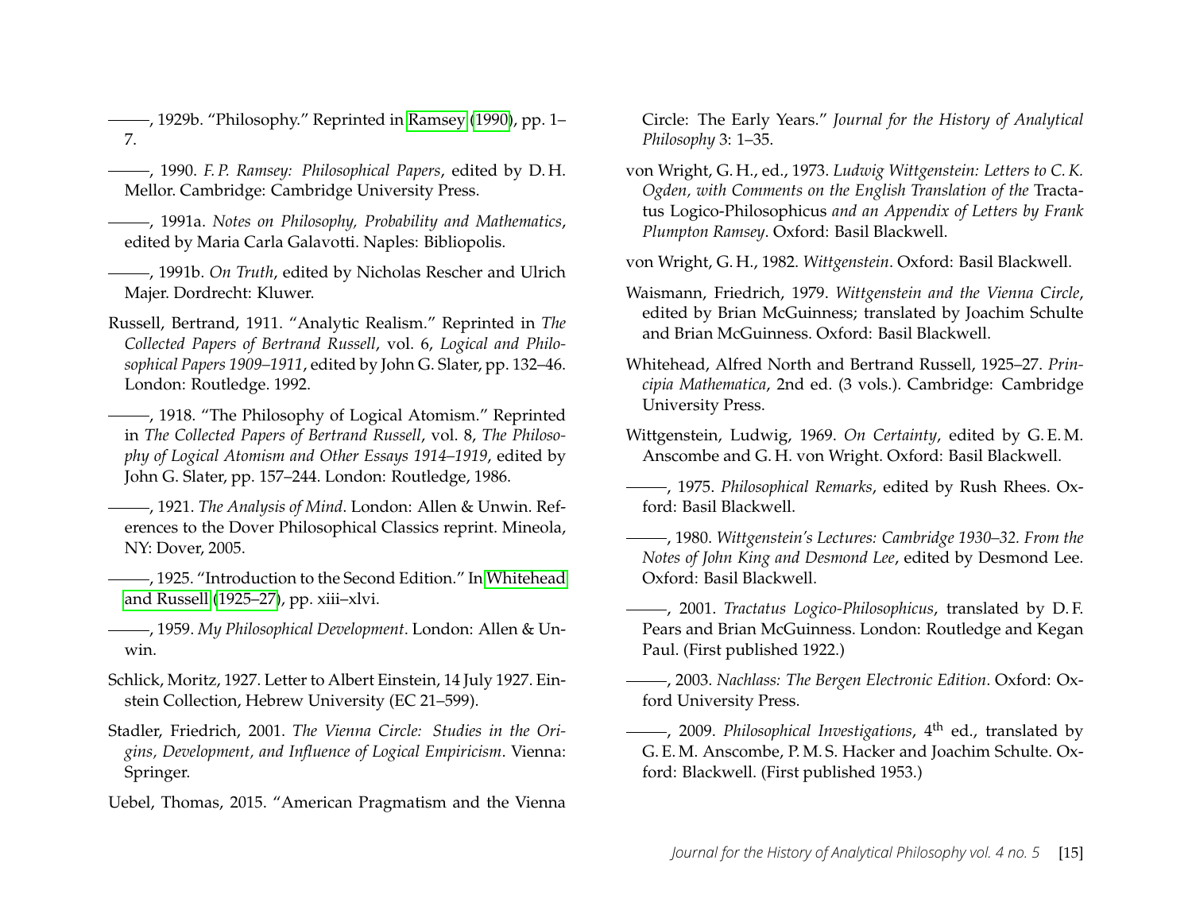———, 1929b. "Philosophy." Reprinted in Ramsey (1990), pp. 1–7.

———, 1990. *F. P. Ramsey: Philosophical Papers*, edited by D. H. Mellor. Cambridge: Cambridge University Press.

———, 1991a. *Notes on Philosophy, Probability and Mathematics*, edited by Maria Carla Galavotti. Naples: Bibliopolis.

———, 1991b. *On Truth*, edited by Nicholas Rescher and Ulrich Majer. Dordrecht: Kluwer.

Russell, Bertrand, 1911. "Analytic Realism." Reprinted in *The Collected Papers of Bertrand Russell*, vol. 6, *Logical and Philosophical Papers 1909–1911*, edited by John G. Slater, pp. 132–46. London: Routledge. 1992.

———, 1918. "The Philosophy of Logical Atomism." Reprinted in *The Collected Papers of Bertrand Russell*, vol. 8, *The Philosophy of Logical Atomism and Other Essays 1914–1919*, edited by John G. Slater, pp. 157–244. London: Routledge, 1986.

———, 1921. *The Analysis of Mind*. London: Allen & Unwin. References to the Dover Philosophical Classics reprint. Mineola, NY: Dover, 2005.

———, 1925. "Introduction to the Second Edition." In Whitehead and Russell (1925–27), pp. xiii–xlvi.

———, 1959. *My Philosophical Development*. London: Allen & Unwin.

Schlick, Moritz, 1927. Letter to Albert Einstein, 14 July 1927. Einstein Collection, Hebrew University (EC 21–599).

Stadler, Friedrich, 2001. *The Vienna Circle: Studies in the Origins, Development, and Influence of Logical Empiricism*. Vienna: Springer.

Uebel, Thomas, 2015. "American Pragmatism and the Vienna Circle: The Early Years." *Journal for the History of Analytical Philosophy* 3: 1–35.

von Wright, G. H., ed., 1973. *Ludwig Wittgenstein: Letters to C. K. Ogden, with Comments on the English Translation of the* Tractatus Logico-Philosophicus *and an Appendix of Letters by Frank Plumpton Ramsey*. Oxford: Basil Blackwell.

von Wright, G. H., 1982. *Wittgenstein*. Oxford: Basil Blackwell.

Waismann, Friedrich, 1979. *Wittgenstein and the Vienna Circle*, edited by Brian McGuinness; translated by Joachim Schulte and Brian McGuinness. Oxford: Basil Blackwell.

Whitehead, Alfred North and Bertrand Russell, 1925–27. *Principia Mathematica*, 2nd ed. (3 vols.). Cambridge: Cambridge University Press.

Wittgenstein, Ludwig, 1969. *On Certainty*, edited by G. E. M. Anscombe and G. H. von Wright. Oxford: Basil Blackwell.

———, 1975. *Philosophical Remarks*, edited by Rush Rhees. Oxford: Basil Blackwell.

———, 1980. *Wittgenstein's Lectures: Cambridge 1930–32. From the Notes of John King and Desmond Lee*, edited by Desmond Lee. Oxford: Basil Blackwell.

———, 2001. *Tractatus Logico-Philosophicus*, translated by D. F. Pears and Brian McGuinness. London: Routledge and Kegan Paul. (First published 1922.)

———, 2003. *Nachlass: The Bergen Electronic Edition*. Oxford: Oxford University Press.

———, 2009. *Philosophical Investigations*, 4th ed., translated by G. E. M. Anscombe, P. M. S. Hacker and Joachim Schulte. Oxford: Blackwell. (First published 1953.)